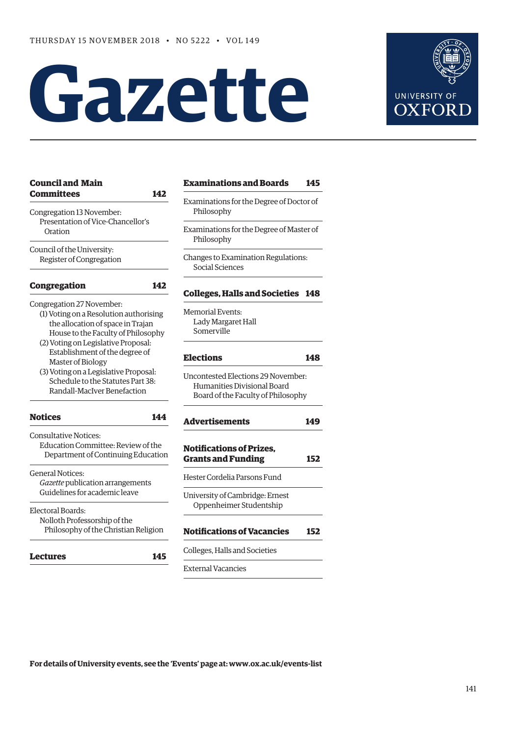THURSDAY 15 NOVEMBER 2018 • NO 5222 • VOL 149

# Gazette

UNIVERSITY OF OXFORD

**Council and Main Committees** 142

Congregation 13 November:
Presentation of Vice-Chancellor's Oration

Council of the University:
Register of Congregation

**Congregation** 142

Congregation 27 November:
(1) Voting on a Resolution authorising the allocation of space in Trajan House to the Faculty of Philosophy
(2) Voting on Legislative Proposal: Establishment of the degree of Master of Biology
(3) Voting on a Legislative Proposal: Schedule to the Statutes Part 38: Randall-MacIver Benefaction

**Notices** 144

Consultative Notices:
Education Committee: Review of the Department of Continuing Education

General Notices:
*Gazette* publication arrangements
Guidelines for academic leave

Electoral Boards:
Nolloth Professorship of the Philosophy of the Christian Religion

**Lectures** 145

**Examinations and Boards** 145

Examinations for the Degree of Doctor of Philosophy

Examinations for the Degree of Master of Philosophy

Changes to Examination Regulations:
Social Sciences

**Colleges, Halls and Societies** 148

Memorial Events:
Lady Margaret Hall
Somerville

**Elections** 148

Uncontested Elections 29 November:
Humanities Divisional Board
Board of the Faculty of Philosophy

**Advertisements** 149

**Notifications of Prizes, Grants and Funding** 152

Hester Cordelia Parsons Fund

University of Cambridge: Ernest Oppenheimer Studentship

**Notifications of Vacancies** 152

Colleges, Halls and Societies

External Vacancies

**For details of University events, see the 'Events' page at: www.ox.ac.uk/events-list**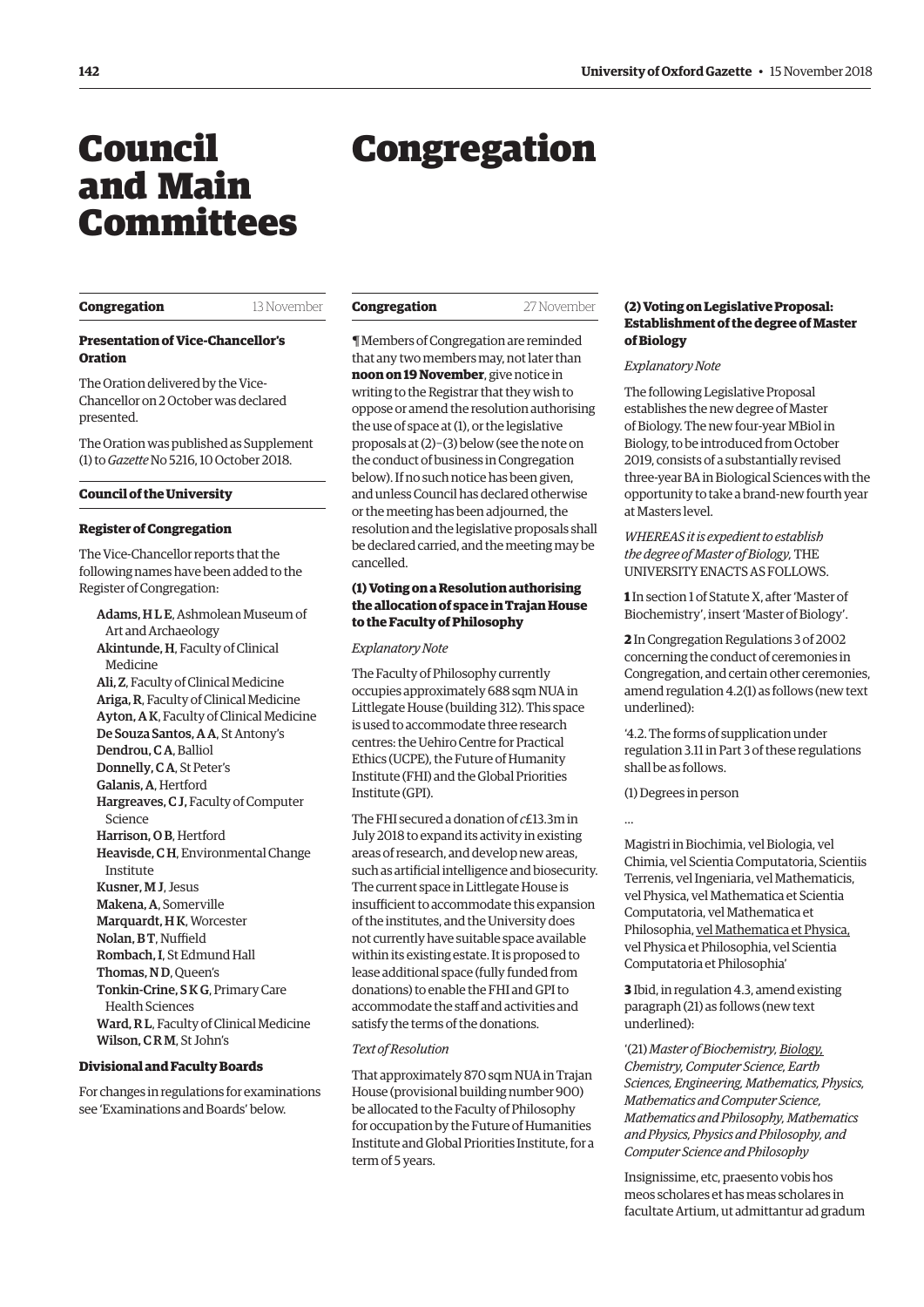# Council and Main Committees

## Congregation — 13 November

### Presentation of Vice-Chancellor's Oration

The Oration delivered by the Vice-Chancellor on 2 October was declared presented.

The Oration was published as Supplement (1) to *Gazette* No 5216, 10 October 2018.

## Council of the University

### Register of Congregation

The Vice-Chancellor reports that the following names have been added to the Register of Congregation:

- **Adams, H L E**, Ashmolean Museum of Art and Archaeology
- **Akintunde, H**, Faculty of Clinical Medicine
- **Ali, Z**, Faculty of Clinical Medicine
- **Ariga, R**, Faculty of Clinical Medicine
- **Ayton, A K**, Faculty of Clinical Medicine
- **De Souza Santos, A A**, St Antony's
- **Dendrou, C A**, Balliol
- **Donnelly, C A**, St Peter's
- **Galanis, A**, Hertford
- **Hargreaves, C J**, Faculty of Computer Science
- **Harrison, O B**, Hertford
- **Heavisde, C H**, Environmental Change Institute
- **Kusner, M J**, Jesus
- **Makena, A**, Somerville
- **Marquardt, H K**, Worcester
- **Nolan, B T**, Nuffield
- **Rombach, I**, St Edmund Hall
- **Thomas, N D**, Queen's
- **Tonkin-Crine, S K G**, Primary Care Health Sciences
- **Ward, R L**, Faculty of Clinical Medicine
- **Wilson, C R M**, St John's

### Divisional and Faculty Boards

For changes in regulations for examinations see 'Examinations and Boards' below.

# Congregation

## Congregation — 27 November

¶ Members of Congregation are reminded that any two members may, not later than **noon on 19 November**, give notice in writing to the Registrar that they wish to oppose or amend the resolution authorising the use of space at (1), or the legislative proposals at (2)–(3) below (see the note on the conduct of business in Congregation below). If no such notice has been given, and unless Council has declared otherwise or the meeting has been adjourned, the resolution and the legislative proposals shall be declared carried, and the meeting may be cancelled.

### (1) Voting on a Resolution authorising the allocation of space in Trajan House to the Faculty of Philosophy

*Explanatory Note*

The Faculty of Philosophy currently occupies approximately 688 sqm NUA in Littlegate House (building 312). This space is used to accommodate three research centres: the Uehiro Centre for Practical Ethics (UCPE), the Future of Humanity Institute (FHI) and the Global Priorities Institute (GPI).

The FHI secured a donation of *c*£13.3m in July 2018 to expand its activity in existing areas of research, and develop new areas, such as artificial intelligence and biosecurity. The current space in Littlegate House is insufficient to accommodate this expansion of the institutes, and the University does not currently have suitable space available within its existing estate. It is proposed to lease additional space (fully funded from donations) to enable the FHI and GPI to accommodate the staff and activities and satisfy the terms of the donations.

*Text of Resolution*

That approximately 870 sqm NUA in Trajan House (provisional building number 900) be allocated to the Faculty of Philosophy for occupation by the Future of Humanities Institute and Global Priorities Institute, for a term of 5 years.

### (2) Voting on Legislative Proposal: Establishment of the degree of Master of Biology

*Explanatory Note*

The following Legislative Proposal establishes the new degree of Master of Biology. The new four-year MBiol in Biology, to be introduced from October 2019, consists of a substantially revised three-year BA in Biological Sciences with the opportunity to take a brand-new fourth year at Masters level.

*WHEREAS it is expedient to establish the degree of Master of Biology,* THE UNIVERSITY ENACTS AS FOLLOWS.

**1** In section 1 of Statute X, after 'Master of Biochemistry', insert 'Master of Biology'.

**2** In Congregation Regulations 3 of 2002 concerning the conduct of ceremonies in Congregation, and certain other ceremonies, amend regulation 4.2(1) as follows (new text underlined):

'4.2. The forms of supplication under regulation 3.11 in Part 3 of these regulations shall be as follows.

(1) Degrees in person

…

Magistri in Biochimia, vel Biologia, vel Chimia, vel Scientia Computatoria, Scientiis Terrenis, vel Ingeniaria, vel Mathematicis, vel Physica, vel Mathematica et Scientia Computatoria, vel Mathematica et Philosophia, <u>vel Mathematica et Physica,</u> vel Physica et Philosophia, vel Scientia Computatoria et Philosophia'

**3** Ibid, in regulation 4.3, amend existing paragraph (21) as follows (new text underlined):

'(21) *Master of Biochemistry, <u>Biology,</u> Chemistry, Computer Science, Earth Sciences, Engineering, Mathematics, Physics, Mathematics and Computer Science, Mathematics and Philosophy, Mathematics and Physics, Physics and Philosophy, and Computer Science and Philosophy*

Insignissime, etc, praesento vobis hos meos scholares et has meas scholares in facultate Artium, ut admittantur ad gradum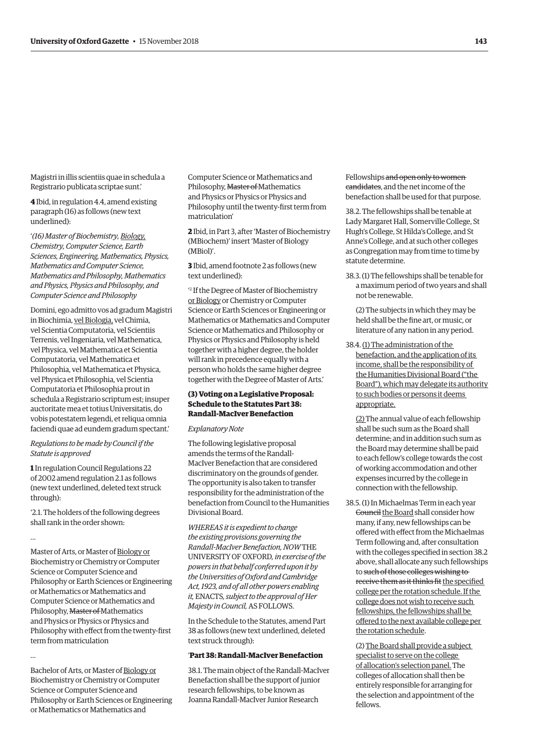Magistri in illis scientiis quae in schedula a Registrario publicata scriptae sunt.'

**4** Ibid, in regulation 4.4, amend existing paragraph (16) as follows (new text underlined):

'*(16) Master of Biochemistry, <u>Biology,</u> Chemistry, Computer Science, Earth Sciences, Engineering, Mathematics, Physics, Mathematics and Computer Science, Mathematics and Philosophy, Mathematics and Physics, Physics and Philosophy, and Computer Science and Philosophy*

Domini, ego admitto vos ad gradum Magistri in Biochimia, <u>vel Biologia,</u> vel Chimia, vel Scientia Computatoria, vel Scientiis Terrenis, vel Ingeniaria, vel Mathematica, vel Physica, vel Mathematica et Scientia Computatoria, vel Mathematica et Philosophia, vel Mathematica et Physica, vel Physica et Philosophia, vel Scientia Computatoria et Philosophia prout in schedula a Registrario scriptum est; insuper auctoritate mea et totius Universitatis, do vobis potestatem legendi, et reliqua omnia faciendi quae ad eundem gradum spectant.'

*Regulations to be made by Council if the Statute is approved*

**1** In regulation Council Regulations 22 of 2002 amend regulation 2.1 as follows (new text underlined, deleted text struck through):

'2.1. The holders of the following degrees shall rank in the order shown:

…

Master of Arts, or Master of <u>Biology or</u> Biochemistry or Chemistry or Computer Science or Computer Science and Philosophy or Earth Sciences or Engineering or Mathematics or Mathematics and Computer Science or Mathematics and Philosophy, ~~Master of~~ Mathematics and Physics or Physics or Physics and Philosophy with effect from the twenty-first term from matriculation

…

Bachelor of Arts, or Master of <u>Biology or</u> Biochemistry or Chemistry or Computer Science or Computer Science and Philosophy or Earth Sciences or Engineering or Mathematics or Mathematics and Computer Science or Mathematics and Philosophy, ~~Master of~~ Mathematics and Physics or Physics or Physics and Philosophy until the twenty-first term from matriculation'

**2** Ibid, in Part 3, after 'Master of Biochemistry (MBiochem)' insert 'Master of Biology (MBiol)'.

**3** Ibid, amend footnote 2 as follows (new text underlined):

'[2] If the Degree of Master of Biochemistry <u>or Biology</u> or Chemistry or Computer Science or Earth Sciences or Engineering or Mathematics or Mathematics and Computer Science or Mathematics and Philosophy or Physics or Physics and Philosophy is held together with a higher degree, the holder will rank in precedence equally with a person who holds the same higher degree together with the Degree of Master of Arts.'

### (3) Voting on a Legislative Proposal: Schedule to the Statutes Part 38: Randall-MacIver Benefaction

*Explanatory Note*

The following legislative proposal amends the terms of the Randall-MacIver Benefaction that are considered discriminatory on the grounds of gender. The opportunity is also taken to transfer responsibility for the administration of the benefaction from Council to the Humanities Divisional Board.

*WHEREAS it is expedient to change the existing provisions governing the Randall-MacIver Benefaction, NOW* THE UNIVERSITY OF OXFORD*, in exercise of the powers in that behalf conferred upon it by the Universities of Oxford and Cambridge Act, 1923, and of all other powers enabling it,* ENACTS*, subject to the approval of Her Majesty in Council,* AS FOLLOWS.

In the Schedule to the Statutes, amend Part 38 as follows (new text underlined, deleted text struck through):

'**Part 38: Randall-MacIver Benefaction**

38.1. The main object of the Randall-MacIver Benefaction shall be the support of junior research fellowships, to be known as Joanna Randall-MacIver Junior Research Fellowships ~~and open only to women candidates~~, and the net income of the benefaction shall be used for that purpose.

38.2. The fellowships shall be tenable at Lady Margaret Hall, Somerville College, St Hugh's College, St Hilda's College, and St Anne's College, and at such other colleges as Congregation may from time to time by statute determine.

38.3. (1) The fellowships shall be tenable for a maximum period of two years and shall not be renewable.

(2) The subjects in which they may be held shall be the fine art, or music, or literature of any nation in any period.

38.4. <u>(1) The administration of the benefaction, and the application of its income, shall be the responsibility of the Humanities Divisional Board ("the Board"), which may delegate its authority to such bodies or persons it deems appropriate.</u>

<u>(2)</u> The annual value of each fellowship shall be such sum as the Board shall determine; and in addition such sum as the Board may determine shall be paid to each fellow's college towards the cost of working accommodation and other expenses incurred by the college in connection with the fellowship.

38.5. (1) In Michaelmas Term in each year ~~Council~~ <u>the Board</u> shall consider how many, if any, new fellowships can be offered with effect from the Michaelmas Term following and, after consultation with the colleges specified in section 38.2 above, shall allocate any such fellowships to ~~such of those colleges wishing to receive them as it thinks fit~~ <u>the specified college per the rotation schedule. If the college does not wish to receive such fellowships, the fellowships shall be offered to the next available college per the rotation schedule</u>.

(2) <u>The Board shall provide a subject specialist to serve on the college of allocation's selection panel.</u> The colleges of allocation shall then be entirely responsible for arranging for the selection and appointment of the fellows.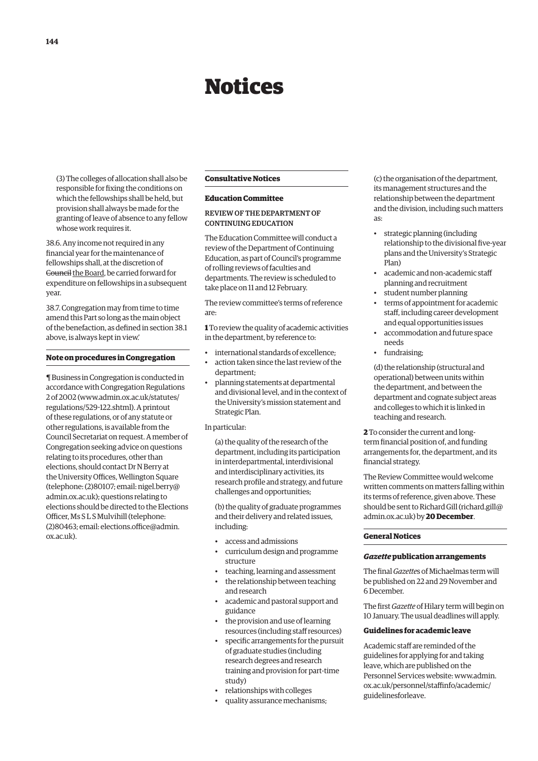# Notices

(3) The colleges of allocation shall also be responsible for fixing the conditions on which the fellowships shall be held, but provision shall always be made for the granting of leave of absence to any fellow whose work requires it.

38.6. Any income not required in any financial year for the maintenance of fellowships shall, at the discretion of ~~Council~~ <u>the Board</u>, be carried forward for expenditure on fellowships in a subsequent year.

38.7. Congregation may from time to time amend this Part so long as the main object of the benefaction, as defined in section 38.1 above, is always kept in view.'

## Note on procedures in Congregation

¶ Business in Congregation is conducted in accordance with Congregation Regulations 2 of 2002 (www.admin.ox.ac.uk/statutes/regulations/529-122.shtml). A printout of these regulations, or of any statute or other regulations, is available from the Council Secretariat on request. A member of Congregation seeking advice on questions relating to its procedures, other than elections, should contact Dr N Berry at the University Offices, Wellington Square (telephone: (2)80107; email: nigel.berry@admin.ox.ac.uk); questions relating to elections should be directed to the Elections Officer, Ms S L S Mulvihill (telephone: (2)80463; email: elections.office@admin.ox.ac.uk).

## Consultative Notices

### Education Committee

#### REVIEW OF THE DEPARTMENT OF CONTINUING EDUCATION

The Education Committee will conduct a review of the Department of Continuing Education, as part of Council's programme of rolling reviews of faculties and departments. The review is scheduled to take place on 11 and 12 February.

The review committee's terms of reference are:

**1** To review the quality of academic activities in the department, by reference to:

- international standards of excellence;
- action taken since the last review of the department;
- planning statements at departmental and divisional level, and in the context of the University's mission statement and Strategic Plan.

In particular:

(a) the quality of the research of the department, including its participation in interdepartmental, interdivisional and interdisciplinary activities, its research profile and strategy, and future challenges and opportunities;

(b) the quality of graduate programmes and their delivery and related issues, including:

- access and admissions
- curriculum design and programme structure
- teaching, learning and assessment
- the relationship between teaching and research
- academic and pastoral support and guidance
- the provision and use of learning resources (including staff resources)
- specific arrangements for the pursuit of graduate studies (including research degrees and research training and provision for part-time study)
- relationships with colleges
- quality assurance mechanisms;

(c) the organisation of the department, its management structures and the relationship between the department and the division, including such matters as:

- strategic planning (including relationship to the divisional five-year plans and the University's Strategic Plan)
- academic and non-academic staff planning and recruitment
- student number planning
- terms of appointment for academic staff, including career development and equal opportunities issues
- accommodation and future space needs
- fundraising;

(d) the relationship (structural and operational) between units within the department, and between the department and cognate subject areas and colleges to which it is linked in teaching and research.

**2** To consider the current and long-term financial position of, and funding arrangements for, the department, and its financial strategy.

The Review Committee would welcome written comments on matters falling within its terms of reference, given above. These should be sent to Richard Gill (richard.gill@admin.ox.ac.uk) by **20 December**.

## General Notices

### *Gazette* publication arrangements

The final *Gazette*s of Michaelmas term will be published on 22 and 29 November and 6 December.

The first *Gazette* of Hilary term will begin on 10 January. The usual deadlines will apply.

### Guidelines for academic leave

Academic staff are reminded of the guidelines for applying for and taking leave, which are published on the Personnel Services website: www.admin.ox.ac.uk/personnel/staffinfo/academic/guidelinesforleave.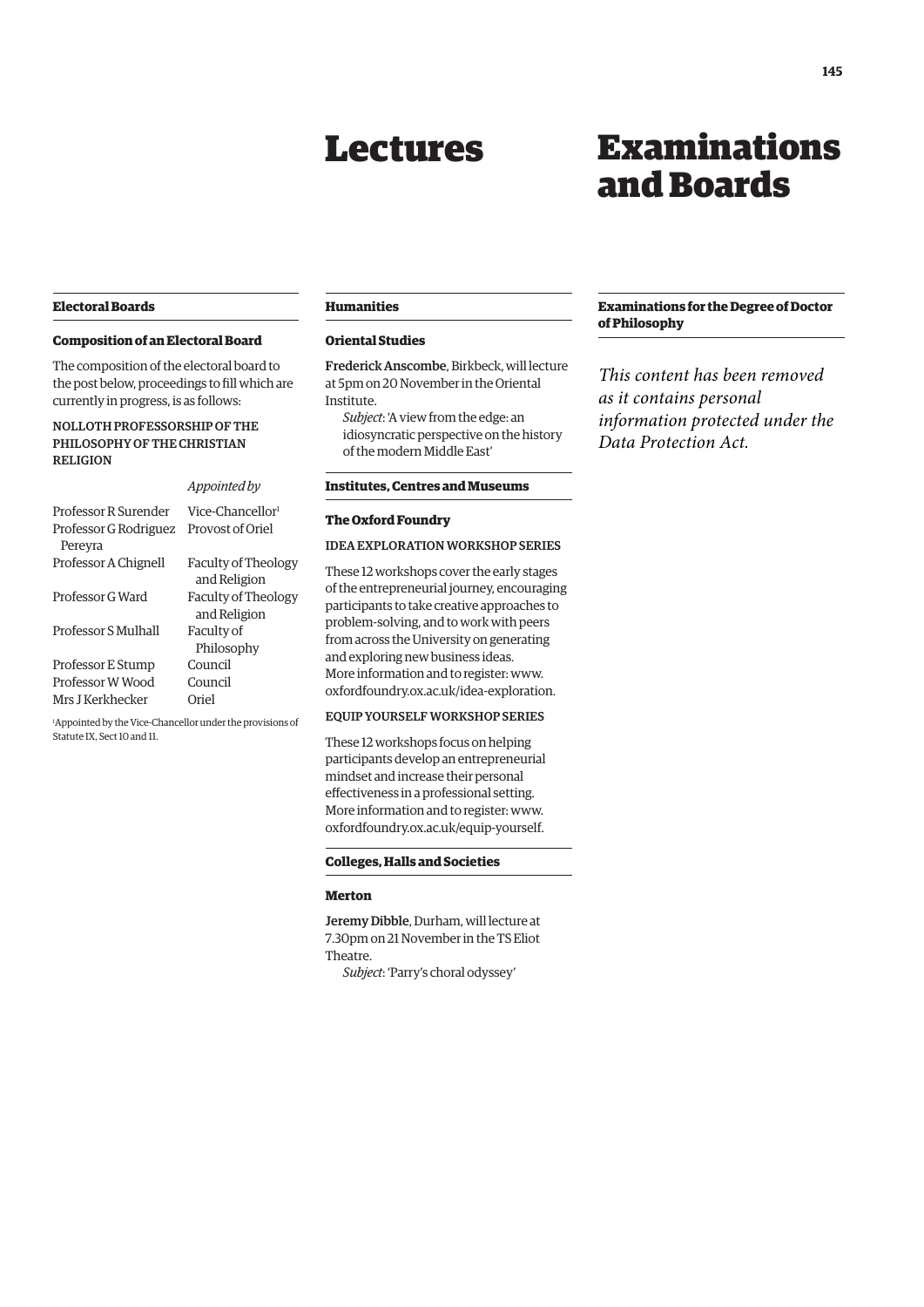# Lectures

## Electoral Boards

### Composition of an Electoral Board

The composition of the electoral board to the post below, proceedings to fill which are currently in progress, is as follows:

NOLLOTH PROFESSORSHIP OF THE PHILOSOPHY OF THE CHRISTIAN RELIGION

| | *Appointed by* |
|---|---|
| Professor R Surender | Vice-Chancellor[1] |
| Professor G Rodriguez Pereyra | Provost of Oriel |
| Professor A Chignell | Faculty of Theology and Religion |
| Professor G Ward | Faculty of Theology and Religion |
| Professor S Mulhall | Faculty of Philosophy |
| Professor E Stump | Council |
| Professor W Wood | Council |
| Mrs J Kerkhecker | Oriel |

[1]Appointed by the Vice-Chancellor under the provisions of Statute IX, Sect 10 and 11.

## Humanities

### Oriental Studies

**Frederick Anscombe**, Birkbeck, will lecture at 5pm on 20 November in the Oriental Institute.

*Subject*: 'A view from the edge: an idiosyncratic perspective on the history of the modern Middle East'

## Institutes, Centres and Museums

### The Oxford Foundry

IDEA EXPLORATION WORKSHOP SERIES

These 12 workshops cover the early stages of the entrepreneurial journey, encouraging participants to take creative approaches to problem-solving, and to work with peers from across the University on generating and exploring new business ideas. More information and to register: www.oxfordfoundry.ox.ac.uk/idea-exploration.

EQUIP YOURSELF WORKSHOP SERIES

These 12 workshops focus on helping participants develop an entrepreneurial mindset and increase their personal effectiveness in a professional setting. More information and to register: www.oxfordfoundry.ox.ac.uk/equip-yourself.

## Colleges, Halls and Societies

### Merton

**Jeremy Dibble**, Durham, will lecture at 7.30pm on 21 November in the TS Eliot Theatre.

*Subject*: 'Parry's choral odyssey'

# Examinations and Boards

## Examinations for the Degree of Doctor of Philosophy

*This content has been removed as it contains personal information protected under the Data Protection Act.*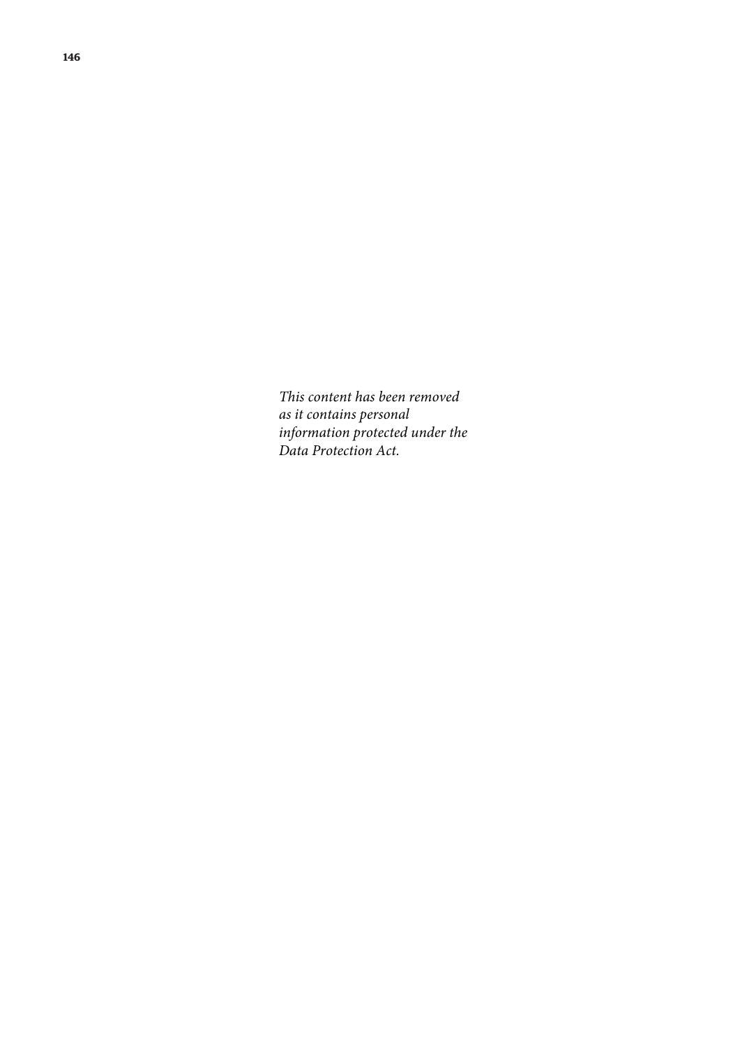*This content has been removed as it contains personal information protected under the Data Protection Act.*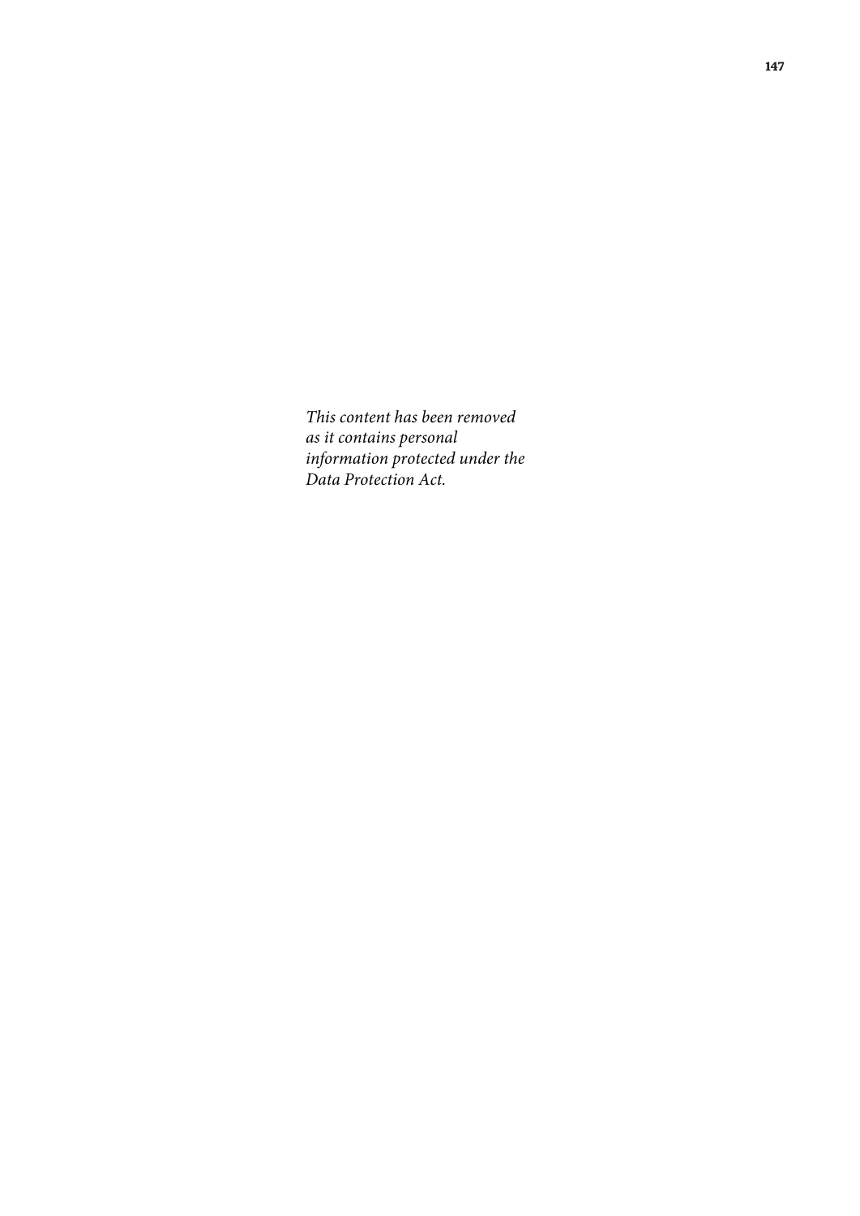*This content has been removed as it contains personal information protected under the Data Protection Act.*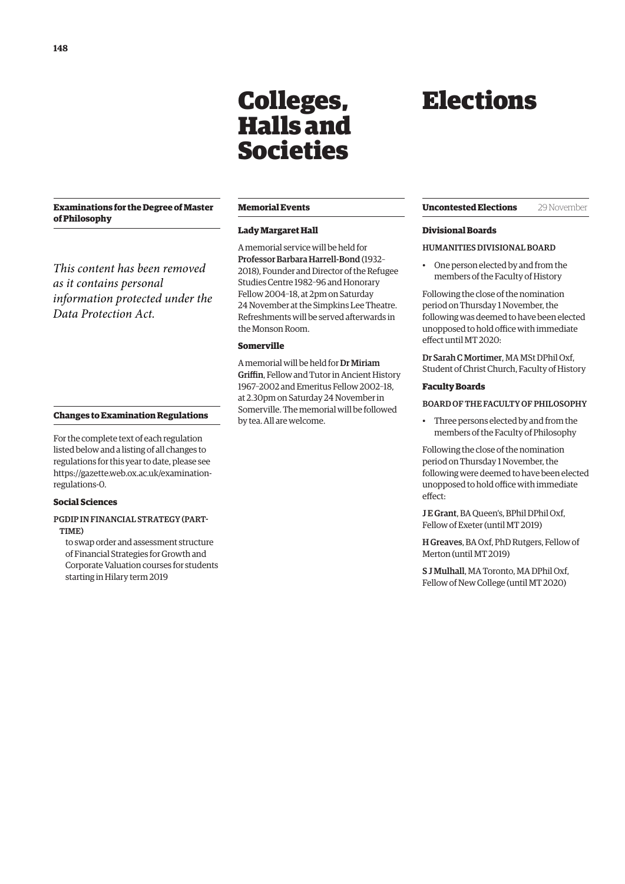### Examinations for the Degree of Master of Philosophy

*This content has been removed as it contains personal information protected under the Data Protection Act.*

### Changes to Examination Regulations

For the complete text of each regulation listed below and a listing of all changes to regulations for this year to date, please see https://gazette.web.ox.ac.uk/examination-regulations-0.

#### Social Sciences

PGDIP IN FINANCIAL STRATEGY (PART-TIME)

to swap order and assessment structure of Financial Strategies for Growth and Corporate Valuation courses for students starting in Hilary term 2019

# Colleges, Halls and Societies

### Memorial Events

#### Lady Margaret Hall

A memorial service will be held for **Professor Barbara Harrell-Bond** (1932–2018), Founder and Director of the Refugee Studies Centre 1982–96 and Honorary Fellow 2004–18, at 2pm on Saturday 24 November at the Simpkins Lee Theatre. Refreshments will be served afterwards in the Monson Room.

#### Somerville

A memorial will be held for **Dr Miriam Griffin**, Fellow and Tutor in Ancient History 1967–2002 and Emeritus Fellow 2002–18, at 2.30pm on Saturday 24 November in Somerville. The memorial will be followed by tea. All are welcome.

# Elections

### Uncontested Elections

29 November

#### Divisional Boards

HUMANITIES DIVISIONAL BOARD

- One person elected by and from the members of the Faculty of History

Following the close of the nomination period on Thursday 1 November, the following was deemed to have been elected unopposed to hold office with immediate effect until MT 2020:

**Dr Sarah C Mortimer**, MA MSt DPhil Oxf, Student of Christ Church, Faculty of History

#### Faculty Boards

BOARD OF THE FACULTY OF PHILOSOPHY

- Three persons elected by and from the members of the Faculty of Philosophy

Following the close of the nomination period on Thursday 1 November, the following were deemed to have been elected unopposed to hold office with immediate effect:

**J E Grant**, BA Queen's, BPhil DPhil Oxf, Fellow of Exeter (until MT 2019)

**H Greaves**, BA Oxf, PhD Rutgers, Fellow of Merton (until MT 2019)

**S J Mulhall**, MA Toronto, MA DPhil Oxf, Fellow of New College (until MT 2020)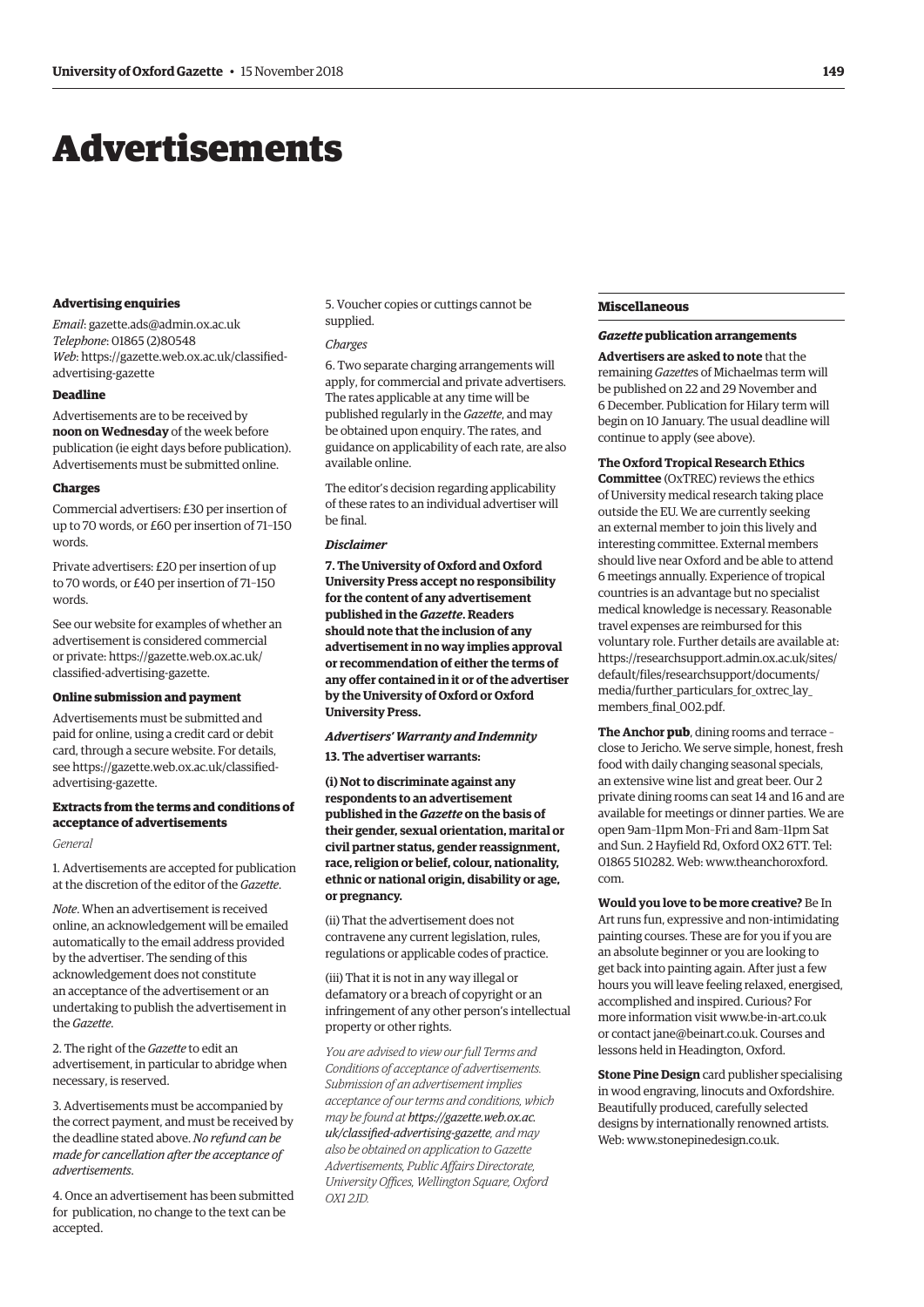# Advertisements

#### Advertising enquiries

*Email*: gazette.ads@admin.ox.ac.uk
*Telephone*: 01865 (2)80548
*Web*: https://gazette.web.ox.ac.uk/classified-advertising-gazette

#### Deadline

Advertisements are to be received by **noon on Wednesday** of the week before publication (ie eight days before publication). Advertisements must be submitted online.

#### Charges

Commercial advertisers: £30 per insertion of up to 70 words, or £60 per insertion of 71–150 words.

Private advertisers: £20 per insertion of up to 70 words, or £40 per insertion of 71–150 words.

See our website for examples of whether an advertisement is considered commercial or private: https://gazette.web.ox.ac.uk/classified-advertising-gazette.

#### Online submission and payment

Advertisements must be submitted and paid for online, using a credit card or debit card, through a secure website. For details, see https://gazette.web.ox.ac.uk/classified-advertising-gazette.

#### Extracts from the terms and conditions of acceptance of advertisements

*General*

1. Advertisements are accepted for publication at the discretion of the editor of the *Gazette*.

*Note*. When an advertisement is received online, an acknowledgement will be emailed automatically to the email address provided by the advertiser. The sending of this acknowledgement does not constitute an acceptance of the advertisement or an undertaking to publish the advertisement in the *Gazette*.

2. The right of the *Gazette* to edit an advertisement, in particular to abridge when necessary, is reserved.

3. Advertisements must be accompanied by the correct payment, and must be received by the deadline stated above. *No refund can be made for cancellation after the acceptance of advertisements*.

4. Once an advertisement has been submitted for publication, no change to the text can be accepted.

5. Voucher copies or cuttings cannot be supplied.

*Charges*

6. Two separate charging arrangements will apply, for commercial and private advertisers. The rates applicable at any time will be published regularly in the *Gazette*, and may be obtained upon enquiry. The rates, and guidance on applicability of each rate, are also available online.

The editor's decision regarding applicability of these rates to an individual advertiser will be final.

***Disclaimer***

**7. The University of Oxford and Oxford University Press accept no responsibility for the content of any advertisement published in the *Gazette*. Readers should note that the inclusion of any advertisement in no way implies approval or recommendation of either the terms of any offer contained in it or of the advertiser by the University of Oxford or Oxford University Press.**

***Advertisers' Warranty and Indemnity***

**13. The advertiser warrants:**

**(i) Not to discriminate against any respondents to an advertisement published in the *Gazette* on the basis of their gender, sexual orientation, marital or civil partner status, gender reassignment, race, religion or belief, colour, nationality, ethnic or national origin, disability or age, or pregnancy.**

(ii) That the advertisement does not contravene any current legislation, rules, regulations or applicable codes of practice.

(iii) That it is not in any way illegal or defamatory or a breach of copyright or an infringement of any other person's intellectual property or other rights.

*You are advised to view our full Terms and Conditions of acceptance of advertisements. Submission of an advertisement implies acceptance of our terms and conditions, which may be found at* ***https://gazette.web.ox.ac.uk/classified-advertising-gazette****, and may also be obtained on application to Gazette Advertisements, Public Affairs Directorate, University Offices, Wellington Square, Oxford OX1 2JD.*

#### Miscellaneous

#### *Gazette* publication arrangements

**Advertisers are asked to note** that the remaining *Gazette*s of Michaelmas term will be published on 22 and 29 November and 6 December. Publication for Hilary term will begin on 10 January. The usual deadline will continue to apply (see above).

**The Oxford Tropical Research Ethics Committee** (OxTREC) reviews the ethics of University medical research taking place outside the EU. We are currently seeking an external member to join this lively and interesting committee. External members should live near Oxford and be able to attend 6 meetings annually. Experience of tropical countries is an advantage but no specialist medical knowledge is necessary. Reasonable travel expenses are reimbursed for this voluntary role. Further details are available at: https://researchsupport.admin.ox.ac.uk/sites/default/files/researchsupport/documents/media/further_particulars_for_oxtrec_lay_members_final_002.pdf.

**The Anchor pub**, dining rooms and terrace – close to Jericho. We serve simple, honest, fresh food with daily changing seasonal specials, an extensive wine list and great beer. Our 2 private dining rooms can seat 14 and 16 and are available for meetings or dinner parties. We are open 9am–11pm Mon–Fri and 8am–11pm Sat and Sun. 2 Hayfield Rd, Oxford OX2 6TT. Tel: 01865 510282. Web: www.theanchoroxford.com.

**Would you love to be more creative?** Be In Art runs fun, expressive and non-intimidating painting courses. These are for you if you are an absolute beginner or you are looking to get back into painting again. After just a few hours you will leave feeling relaxed, energised, accomplished and inspired. Curious? For more information visit www.be-in-art.co.uk or contact jane@beinart.co.uk. Courses and lessons held in Headington, Oxford.

**Stone Pine Design** card publisher specialising in wood engraving, linocuts and Oxfordshire. Beautifully produced, carefully selected designs by internationally renowned artists. Web: www.stonepinedesign.co.uk.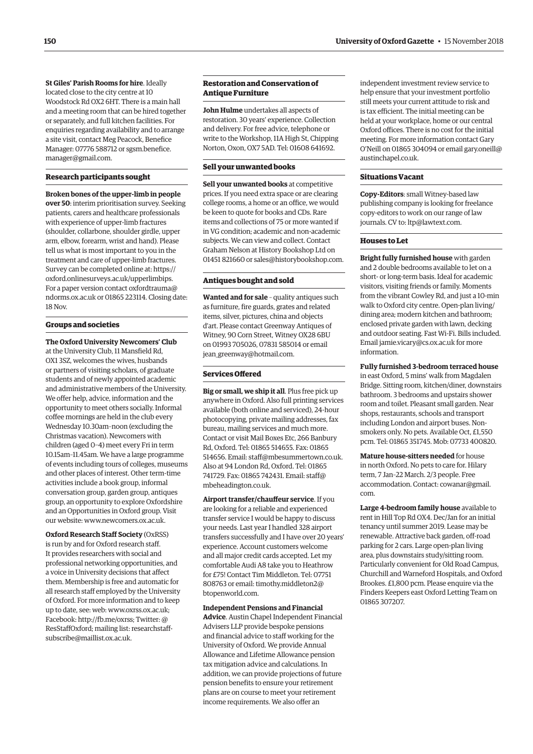**St Giles' Parish Rooms for hire**. Ideally located close to the city centre at 10 Woodstock Rd OX2 6HT. There is a main hall and a meeting room that can be hired together or separately, and full kitchen facilities. For enquiries regarding availability and to arrange a site visit, contact Meg Peacock, Benefice Manager: 07776 588712 or sgsm.benefice.manager@gmail.com.

### Research participants sought

**Broken bones of the upper-limb in people over 50**: interim prioritisation survey. Seeking patients, carers and healthcare professionals with experience of upper-limb fractures (shoulder, collarbone, shoulder girdle, upper arm, elbow, forearm, wrist and hand). Please tell us what is most important to you in the treatment and care of upper-limb fractures. Survey can be completed online at: https://oxford.onlinesurveys.ac.uk/upperlimbips. For a paper version contact oxfordtrauma@ndorms.ox.ac.uk or 01865 223114. Closing date: 18 Nov.

### Groups and societies

**The Oxford University Newcomers' Club** at the University Club, 11 Mansfield Rd, OX1 3SZ, welcomes the wives, husbands or partners of visiting scholars, of graduate students and of newly appointed academic and administrative members of the University. We offer help, advice, information and the opportunity to meet others socially. Informal coffee mornings are held in the club every Wednesday 10.30am–noon (excluding the Christmas vacation). Newcomers with children (aged 0–4) meet every Fri in term 10.15am–11.45am. We have a large programme of events including tours of colleges, museums and other places of interest. Other term-time activities include a book group, informal conversation group, garden group, antiques group, an opportunity to explore Oxfordshire and an Opportunities in Oxford group. Visit our website: www.newcomers.ox.ac.uk.

**Oxford Research Staff Society** (OxRSS) is run by and for Oxford research staff. It provides researchers with social and professional networking opportunities, and a voice in University decisions that affect them. Membership is free and automatic for all research staff employed by the University of Oxford. For more information and to keep up to date, see: web: www.oxrss.ox.ac.uk; Facebook: http://fb.me/oxrss; Twitter: @ResStaffOxford; mailing list: researchstaff-subscribe@maillist.ox.ac.uk.

### Restoration and Conservation of Antique Furniture

**John Hulme** undertakes all aspects of restoration. 30 years' experience. Collection and delivery. For free advice, telephone or write to the Workshop, 11A High St, Chipping Norton, Oxon, OX7 5AD. Tel: 01608 641692.

### Sell your unwanted books

**Sell your unwanted books** at competitive prices. If you need extra space or are clearing college rooms, a home or an office, we would be keen to quote for books and CDs. Rare items and collections of 75 or more wanted if in VG condition; academic and non-academic subjects. We can view and collect. Contact Graham Nelson at History Bookshop Ltd on 01451 821660 or sales@historybookshop.com.

### Antiques bought and sold

**Wanted and for sale** – quality antiques such as furniture, fire guards, grates and related items, silver, pictures, china and objects d'art. Please contact Greenway Antiques of Witney, 90 Corn Street, Witney OX28 6BU on 01993 705026, 07831 585014 or email jean_greenway@hotmail.com.

### Services Offered

**Big or small, we ship it all**. Plus free pick up anywhere in Oxford. Also full printing services available (both online and serviced), 24-hour photocopying, private mailing addresses, fax bureau, mailing services and much more. Contact or visit Mail Boxes Etc, 266 Banbury Rd, Oxford. Tel: 01865 514655. Fax: 01865 514656. Email: staff@mbesummertown.co.uk. Also at 94 London Rd, Oxford. Tel: 01865 741729. Fax: 01865 742431. Email: staff@mbeheadington.co.uk.

**Airport transfer/chauffeur service**. If you are looking for a reliable and experienced transfer service I would be happy to discuss your needs. Last year I handled 328 airport transfers successfully and I have over 20 years' experience. Account customers welcome and all major credit cards accepted. Let my comfortable Audi A8 take you to Heathrow for £75! Contact Tim Middleton. Tel: 07751 808763 or email: timothy.middleton2@btopenworld.com.

**Independent Pensions and Financial Advice**. Austin Chapel Independent Financial Advisers LLP provide bespoke pensions and financial advice to staff working for the University of Oxford. We provide Annual Allowance and Lifetime Allowance pension tax mitigation advice and calculations. In addition, we can provide projections of future pension benefits to ensure your retirement plans are on course to meet your retirement income requirements. We also offer an independent investment review service to help ensure that your investment portfolio still meets your current attitude to risk and is tax efficient. The initial meeting can be held at your workplace, home or our central Oxford offices. There is no cost for the initial meeting. For more information contact Gary O'Neill on 01865 304094 or email gary.oneill@austinchapel.co.uk.

### Situations Vacant

**Copy-Editors**: small Witney-based law publishing company is looking for freelance copy-editors to work on our range of law journals. CV to: ltp@lawtext.com.

### Houses to Let

**Bright fully furnished house** with garden and 2 double bedrooms available to let on a short- or long-term basis. Ideal for academic visitors, visiting friends or family. Moments from the vibrant Cowley Rd, and just a 10-min walk to Oxford city centre. Open-plan living/dining area; modern kitchen and bathroom; enclosed private garden with lawn, decking and outdoor seating. Fast Wi-Fi. Bills included. Email jamie.vicary@cs.ox.ac.uk for more information.

**Fully furnished 3-bedroom terraced house** in east Oxford, 5 mins' walk from Magdalen Bridge. Sitting room, kitchen/diner, downstairs bathroom. 3 bedrooms and upstairs shower room and toilet. Pleasant small garden. Near shops, restaurants, schools and transport including London and airport buses. Non-smokers only. No pets. Available Oct, £1,550 pcm. Tel: 01865 351745. Mob: 07733 400820.

**Mature house-sitters needed** for house in north Oxford. No pets to care for. Hilary term, 7 Jan–22 March. 2/3 people. Free accommodation. Contact: cowanar@gmail.com.

**Large 4-bedroom family house** available to rent in Hill Top Rd OX4. Dec/Jan for an initial tenancy until summer 2019. Lease may be renewable. Attractive back garden, off-road parking for 2 cars. Large open-plan living area, plus downstairs study/sitting room. Particularly convenient for Old Road Campus, Churchill and Warneford Hospitals, and Oxford Brookes. £1,800 pcm. Please enquire via the Finders Keepers east Oxford Letting Team on 01865 307207.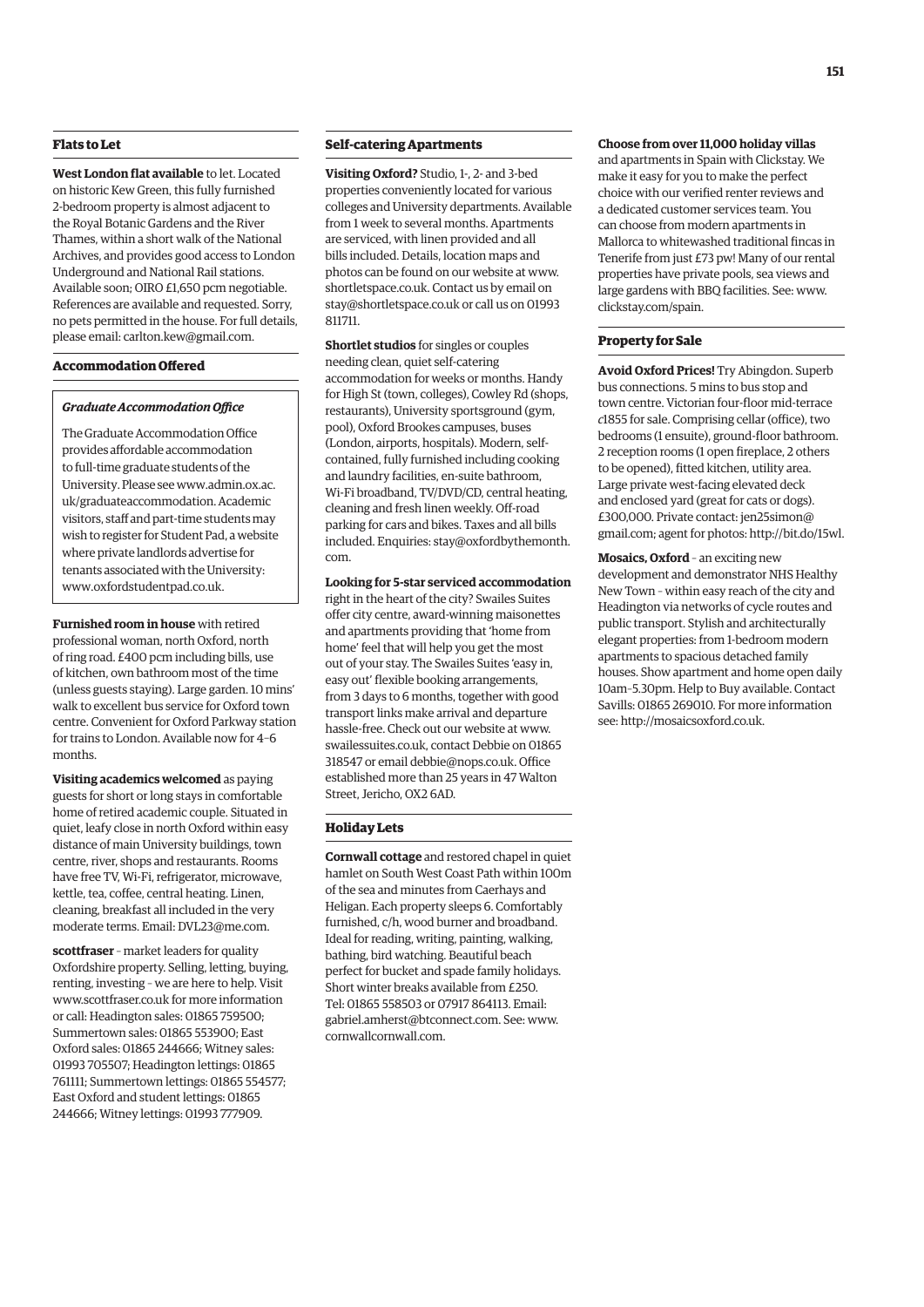## Flats to Let

**West London flat available** to let. Located on historic Kew Green, this fully furnished 2-bedroom property is almost adjacent to the Royal Botanic Gardens and the River Thames, within a short walk of the National Archives, and provides good access to London Underground and National Rail stations. Available soon; OIRO £1,650 pcm negotiable. References are available and requested. Sorry, no pets permitted in the house. For full details, please email: carlton.kew@gmail.com.

## Accommodation Offered

### *Graduate Accommodation Office*

The Graduate Accommodation Office provides affordable accommodation to full-time graduate students of the University. Please see www.admin.ox.ac.uk/graduateaccommodation. Academic visitors, staff and part-time students may wish to register for Student Pad, a website where private landlords advertise for tenants associated with the University: www.oxfordstudentpad.co.uk.

**Furnished room in house** with retired professional woman, north Oxford, north of ring road. £400 pcm including bills, use of kitchen, own bathroom most of the time (unless guests staying). Large garden. 10 mins' walk to excellent bus service for Oxford town centre. Convenient for Oxford Parkway station for trains to London. Available now for 4–6 months.

**Visiting academics welcomed** as paying guests for short or long stays in comfortable home of retired academic couple. Situated in quiet, leafy close in north Oxford within easy distance of main University buildings, town centre, river, shops and restaurants. Rooms have free TV, Wi-Fi, refrigerator, microwave, kettle, tea, coffee, central heating. Linen, cleaning, breakfast all included in the very moderate terms. Email: DVL23@me.com.

**scottfraser** – market leaders for quality Oxfordshire property. Selling, letting, buying, renting, investing – we are here to help. Visit www.scottfraser.co.uk for more information or call: Headington sales: 01865 759500; Summertown sales: 01865 553900; East Oxford sales: 01865 244666; Witney sales: 01993 705507; Headington lettings: 01865 761111; Summertown lettings: 01865 554577; East Oxford and student lettings: 01865 244666; Witney lettings: 01993 777909.

## Self-catering Apartments

**Visiting Oxford?** Studio, 1-, 2- and 3-bed properties conveniently located for various colleges and University departments. Available from 1 week to several months. Apartments are serviced, with linen provided and all bills included. Details, location maps and photos can be found on our website at www.shortletspace.co.uk. Contact us by email on stay@shortletspace.co.uk or call us on 01993 811711.

**Shortlet studios** for singles or couples needing clean, quiet self-catering accommodation for weeks or months. Handy for High St (town, colleges), Cowley Rd (shops, restaurants), University sportsground (gym, pool), Oxford Brookes campuses, buses (London, airports, hospitals). Modern, self-contained, fully furnished including cooking and laundry facilities, en-suite bathroom, Wi-Fi broadband, TV/DVD/CD, central heating, cleaning and fresh linen weekly. Off-road parking for cars and bikes. Taxes and all bills included. Enquiries: stay@oxfordbythemonth.com.

**Looking for 5-star serviced accommodation** right in the heart of the city? Swailes Suites offer city centre, award-winning maisonettes and apartments providing that 'home from home' feel that will help you get the most out of your stay. The Swailes Suites 'easy in, easy out' flexible booking arrangements, from 3 days to 6 months, together with good transport links make arrival and departure hassle-free. Check out our website at www.swailessuites.co.uk, contact Debbie on 01865 318547 or email debbie@nops.co.uk. Office established more than 25 years in 47 Walton Street, Jericho, OX2 6AD.

## Holiday Lets

**Cornwall cottage** and restored chapel in quiet hamlet on South West Coast Path within 100m of the sea and minutes from Caerhays and Heligan. Each property sleeps 6. Comfortably furnished, c/h, wood burner and broadband. Ideal for reading, writing, painting, walking, bathing, bird watching. Beautiful beach perfect for bucket and spade family holidays. Short winter breaks available from £250. Tel: 01865 558503 or 07917 864113. Email: gabriel.amherst@btconnect.com. See: www.cornwallcornwall.com.

**Choose from over 11,000 holiday villas** and apartments in Spain with Clickstay. We make it easy for you to make the perfect choice with our verified renter reviews and a dedicated customer services team. You can choose from modern apartments in Mallorca to whitewashed traditional fincas in Tenerife from just £73 pw! Many of our rental properties have private pools, sea views and large gardens with BBQ facilities. See: www.clickstay.com/spain.

## Property for Sale

**Avoid Oxford Prices!** Try Abingdon. Superb bus connections. 5 mins to bus stop and town centre. Victorian four-floor mid-terrace *c*1855 for sale. Comprising cellar (office), two bedrooms (1 ensuite), ground-floor bathroom. 2 reception rooms (1 open fireplace, 2 others to be opened), fitted kitchen, utility area. Large private west-facing elevated deck and enclosed yard (great for cats or dogs). £300,000. Private contact: jen25simon@gmail.com; agent for photos: http://bit.do/15wl.

**Mosaics, Oxford** – an exciting new development and demonstrator NHS Healthy New Town – within easy reach of the city and Headington via networks of cycle routes and public transport. Stylish and architecturally elegant properties: from 1-bedroom modern apartments to spacious detached family houses. Show apartment and home open daily 10am–5.30pm. Help to Buy available. Contact Savills: 01865 269010. For more information see: http://mosaicsoxford.co.uk.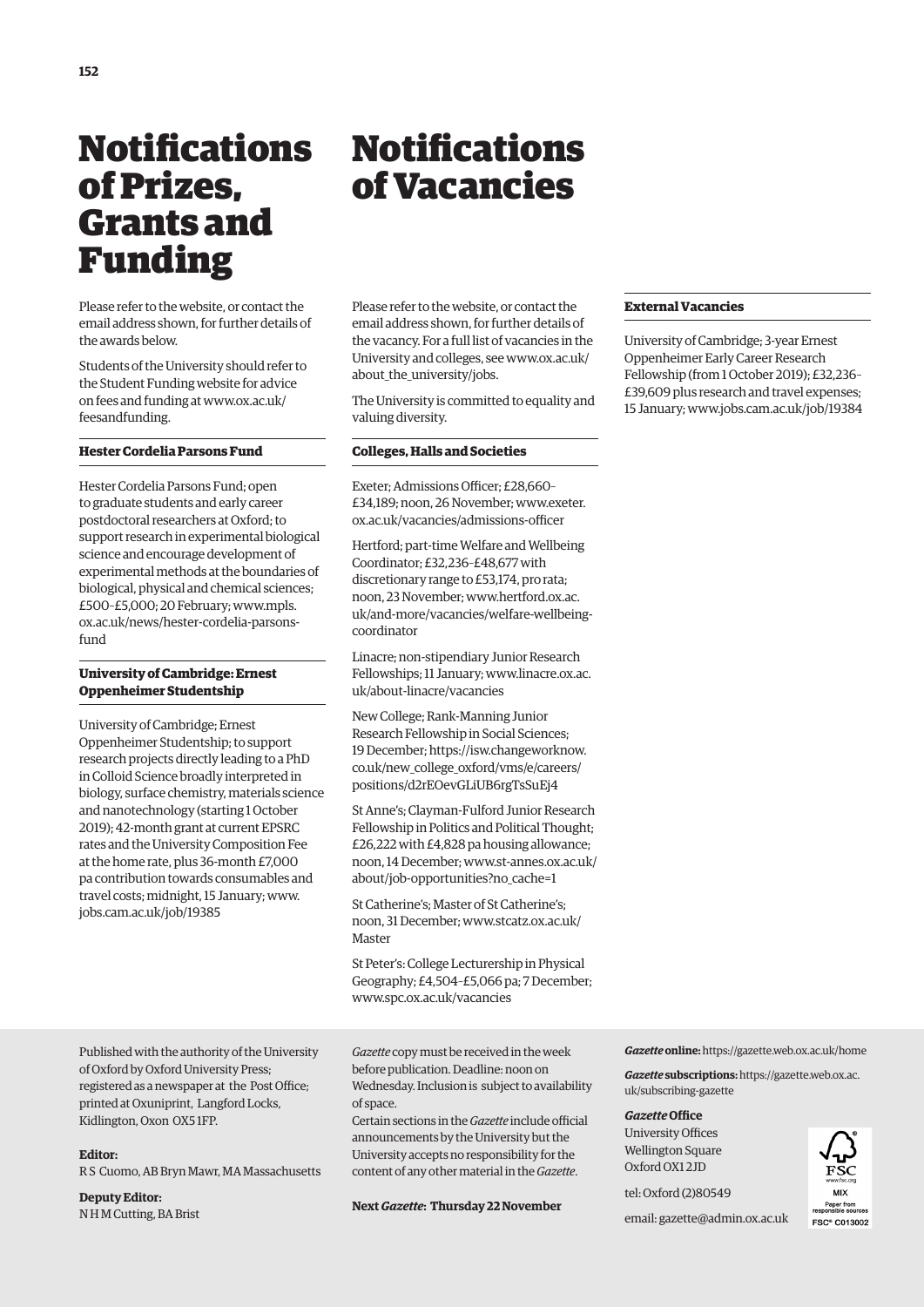# Notifications of Prizes, Grants and Funding

Please refer to the website, or contact the email address shown, for further details of the awards below.

Students of the University should refer to the Student Funding website for advice on fees and funding at www.ox.ac.uk/feesandfunding.

### Hester Cordelia Parsons Fund

Hester Cordelia Parsons Fund; open to graduate students and early career postdoctoral researchers at Oxford; to support research in experimental biological science and encourage development of experimental methods at the boundaries of biological, physical and chemical sciences; £500–£5,000; 20 February; www.mpls.ox.ac.uk/news/hester-cordelia-parsons-fund

### University of Cambridge: Ernest Oppenheimer Studentship

University of Cambridge; Ernest Oppenheimer Studentship; to support research projects directly leading to a PhD in Colloid Science broadly interpreted in biology, surface chemistry, materials science and nanotechnology (starting 1 October 2019); 42-month grant at current EPSRC rates and the University Composition Fee at the home rate, plus 36-month £7,000 pa contribution towards consumables and travel costs; midnight, 15 January; www.jobs.cam.ac.uk/job/19385

# Notifications of Vacancies

Please refer to the website, or contact the email address shown, for further details of the vacancy. For a full list of vacancies in the University and colleges, see www.ox.ac.uk/about_the_university/jobs.

The University is committed to equality and valuing diversity.

### Colleges, Halls and Societies

Exeter; Admissions Officer; £28,660–£34,189; noon, 26 November; www.exeter.ox.ac.uk/vacancies/admissions-officer

Hertford; part-time Welfare and Wellbeing Coordinator; £32,236–£48,677 with discretionary range to £53,174, pro rata; noon, 23 November; www.hertford.ox.ac.uk/and-more/vacancies/welfare-wellbeing-coordinator

Linacre; non-stipendiary Junior Research Fellowships; 11 January; www.linacre.ox.ac.uk/about-linacre/vacancies

New College; Rank-Manning Junior Research Fellowship in Social Sciences; 19 December; https://isw.changeworknow.co.uk/new_college_oxford/vms/e/careers/positions/d2rEOevGLiUB6rgTsSuEj4

St Anne's; Clayman-Fulford Junior Research Fellowship in Politics and Political Thought; £26,222 with £4,828 pa housing allowance; noon, 14 December; www.st-annes.ox.ac.uk/about/job-opportunities?no_cache=1

St Catherine's; Master of St Catherine's; noon, 31 December; www.stcatz.ox.ac.uk/Master

St Peter's: College Lecturership in Physical Geography; £4,504–£5,066 pa; 7 December; www.spc.ox.ac.uk/vacancies

### External Vacancies

University of Cambridge; 3-year Ernest Oppenheimer Early Career Research Fellowship (from 1 October 2019); £32,236–£39,609 plus research and travel expenses; 15 January; www.jobs.cam.ac.uk/job/19384

---

Published with the authority of the University of Oxford by Oxford University Press; registered as a newspaper at the Post Office; printed at Oxuniprint, Langford Locks, Kidlington, Oxon OX5 1FP.

**Editor:**
R S Cuomo, AB Bryn Mawr, MA Massachusetts

**Deputy Editor:**
N H M Cutting, BA Brist

*Gazette* copy must be received in the week before publication. Deadline: noon on Wednesday. Inclusion is subject to availability of space.
Certain sections in the *Gazette* include official announcements by the University but the University accepts no responsibility for the content of any other material in the *Gazette*.

**Next *Gazette*: Thursday 22 November**

***Gazette* online:** https://gazette.web.ox.ac.uk/home

***Gazette* subscriptions:** https://gazette.web.ox.ac.uk/subscribing-gazette

***Gazette* Office**
University Offices
Wellington Square
Oxford OX1 2JD

tel: Oxford (2)80549

email: gazette@admin.ox.ac.uk

FSC www.fsc.org MIX Paper from responsible sources FSC® C013002